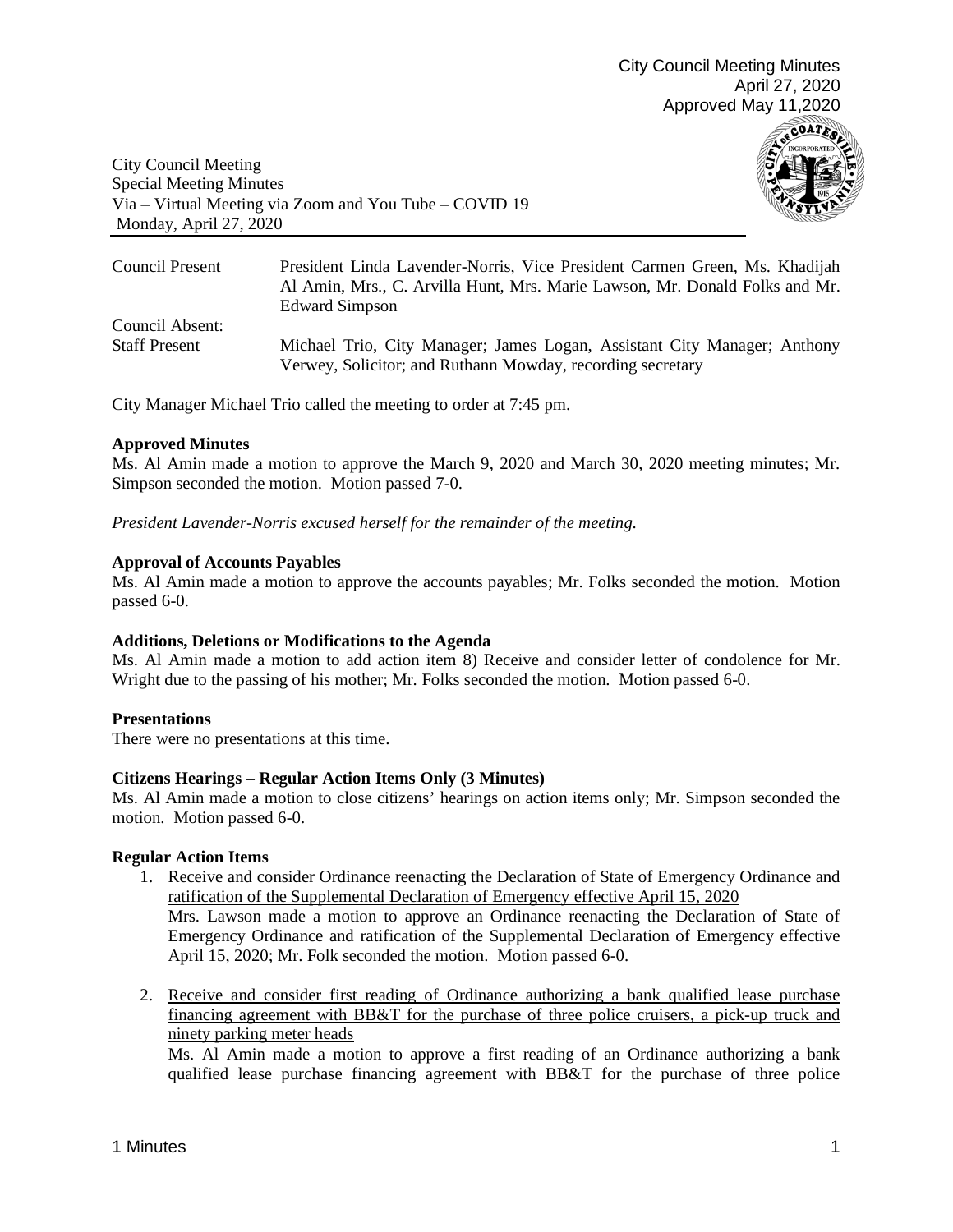City Council Meeting Minutes
April 27, 2020
Approved May 11,2020

City Council Meeting
Special Meeting Minutes
Via – Virtual Meeting via Zoom and You Tube – COVID 19
Monday, April 27, 2020

| | |
|---|---|
| Council Present | President Linda Lavender-Norris, Vice President Carmen Green, Ms. Khadijah Al Amin, Mrs., C. Arvilla Hunt, Mrs. Marie Lawson, Mr. Donald Folks and Mr. Edward Simpson |
| Council Absent: | |
| Staff Present | Michael Trio, City Manager; James Logan, Assistant City Manager; Anthony Verwey, Solicitor; and Ruthann Mowday, recording secretary |

City Manager Michael Trio called the meeting to order at 7:45 pm.

**Approved Minutes**

Ms. Al Amin made a motion to approve the March 9, 2020 and March 30, 2020 meeting minutes; Mr. Simpson seconded the motion. Motion passed 7-0.

*President Lavender-Norris excused herself for the remainder of the meeting.*

**Approval of Accounts Payables**

Ms. Al Amin made a motion to approve the accounts payables; Mr. Folks seconded the motion. Motion passed 6-0.

**Additions, Deletions or Modifications to the Agenda**

Ms. Al Amin made a motion to add action item 8) Receive and consider letter of condolence for Mr. Wright due to the passing of his mother; Mr. Folks seconded the motion. Motion passed 6-0.

**Presentations**

There were no presentations at this time.

**Citizens Hearings – Regular Action Items Only (3 Minutes)**

Ms. Al Amin made a motion to close citizens' hearings on action items only; Mr. Simpson seconded the motion. Motion passed 6-0.

**Regular Action Items**

1. Receive and consider Ordinance reenacting the Declaration of State of Emergency Ordinance and ratification of the Supplemental Declaration of Emergency effective April 15, 2020
   Mrs. Lawson made a motion to approve an Ordinance reenacting the Declaration of State of Emergency Ordinance and ratification of the Supplemental Declaration of Emergency effective April 15, 2020; Mr. Folk seconded the motion. Motion passed 6-0.

2. Receive and consider first reading of Ordinance authorizing a bank qualified lease purchase financing agreement with BB&T for the purchase of three police cruisers, a pick-up truck and ninety parking meter heads
   Ms. Al Amin made a motion to approve a first reading of an Ordinance authorizing a bank qualified lease purchase financing agreement with BB&T for the purchase of three police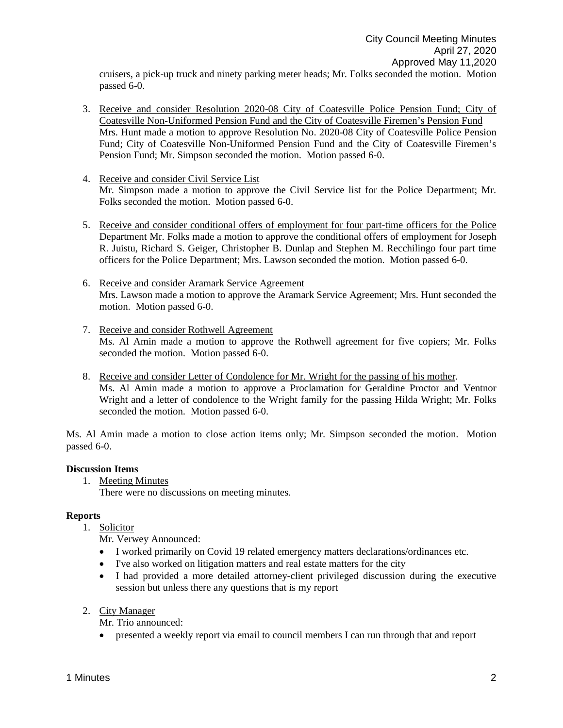cruisers, a pick-up truck and ninety parking meter heads; Mr. Folks seconded the motion. Motion passed 6-0.

3. Receive and consider Resolution 2020-08 City of Coatesville Police Pension Fund; City of Coatesville Non-Uniformed Pension Fund and the City of Coatesville Firemen's Pension Fund
   Mrs. Hunt made a motion to approve Resolution No. 2020-08 City of Coatesville Police Pension Fund; City of Coatesville Non-Uniformed Pension Fund and the City of Coatesville Firemen's Pension Fund; Mr. Simpson seconded the motion. Motion passed 6-0.

4. Receive and consider Civil Service List
   Mr. Simpson made a motion to approve the Civil Service list for the Police Department; Mr. Folks seconded the motion. Motion passed 6-0.

5. Receive and consider conditional offers of employment for four part-time officers for the Police Department Mr. Folks made a motion to approve the conditional offers of employment for Joseph R. Juistu, Richard S. Geiger, Christopher B. Dunlap and Stephen M. Recchilingo four part time officers for the Police Department; Mrs. Lawson seconded the motion. Motion passed 6-0.

6. Receive and consider Aramark Service Agreement
   Mrs. Lawson made a motion to approve the Aramark Service Agreement; Mrs. Hunt seconded the motion. Motion passed 6-0.

7. Receive and consider Rothwell Agreement
   Ms. Al Amin made a motion to approve the Rothwell agreement for five copiers; Mr. Folks seconded the motion. Motion passed 6-0.

8. Receive and consider Letter of Condolence for Mr. Wright for the passing of his mother.
   Ms. Al Amin made a motion to approve a Proclamation for Geraldine Proctor and Ventnor Wright and a letter of condolence to the Wright family for the passing Hilda Wright; Mr. Folks seconded the motion. Motion passed 6-0.

Ms. Al Amin made a motion to close action items only; Mr. Simpson seconded the motion. Motion passed 6-0.

**Discussion Items**

1. Meeting Minutes
   There were no discussions on meeting minutes.

**Reports**

1. Solicitor
   Mr. Verwey Announced:
   - I worked primarily on Covid 19 related emergency matters declarations/ordinances etc.
   - I've also worked on litigation matters and real estate matters for the city
   - I had provided a more detailed attorney-client privileged discussion during the executive session but unless there any questions that is my report

2. City Manager
   Mr. Trio announced:
   - presented a weekly report via email to council members I can run through that and report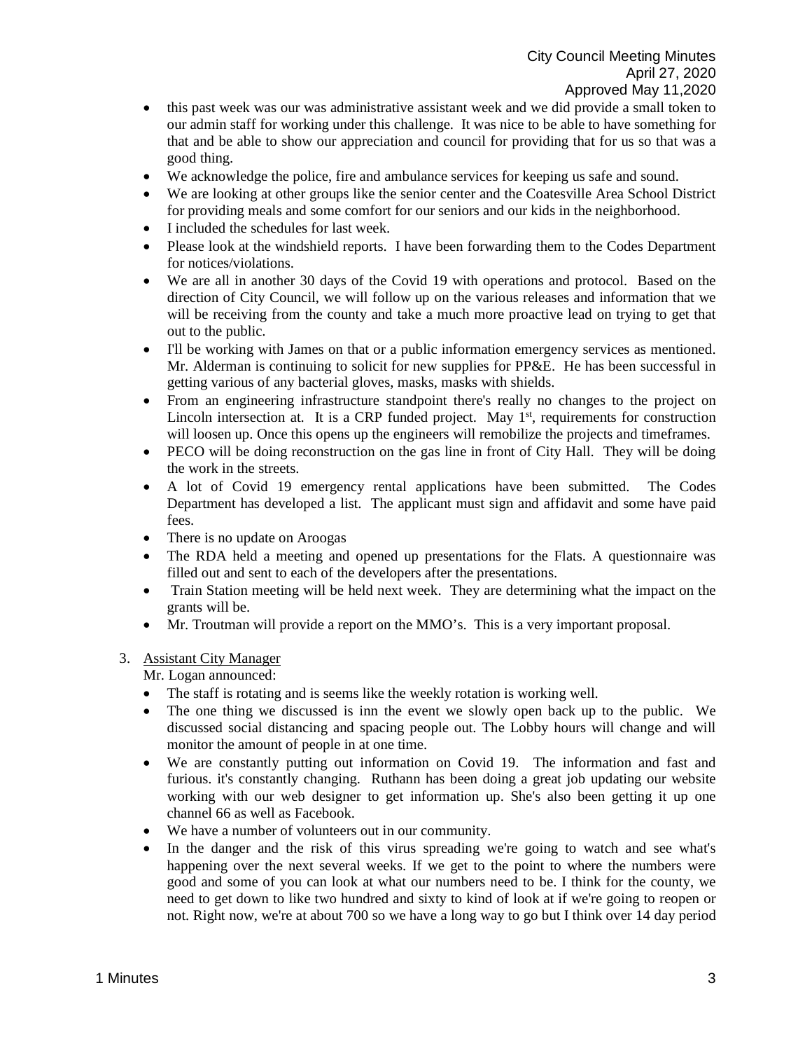- this past week was our was administrative assistant week and we did provide a small token to our admin staff for working under this challenge. It was nice to be able to have something for that and be able to show our appreciation and council for providing that for us so that was a good thing.
- We acknowledge the police, fire and ambulance services for keeping us safe and sound.
- We are looking at other groups like the senior center and the Coatesville Area School District for providing meals and some comfort for our seniors and our kids in the neighborhood.
- I included the schedules for last week.
- Please look at the windshield reports. I have been forwarding them to the Codes Department for notices/violations.
- We are all in another 30 days of the Covid 19 with operations and protocol. Based on the direction of City Council, we will follow up on the various releases and information that we will be receiving from the county and take a much more proactive lead on trying to get that out to the public.
- I'll be working with James on that or a public information emergency services as mentioned. Mr. Alderman is continuing to solicit for new supplies for PP&E. He has been successful in getting various of any bacterial gloves, masks, masks with shields.
- From an engineering infrastructure standpoint there's really no changes to the project on Lincoln intersection at. It is a CRP funded project. May 1st, requirements for construction will loosen up. Once this opens up the engineers will remobilize the projects and timeframes.
- PECO will be doing reconstruction on the gas line in front of City Hall. They will be doing the work in the streets.
- A lot of Covid 19 emergency rental applications have been submitted. The Codes Department has developed a list. The applicant must sign and affidavit and some have paid fees.
- There is no update on Aroogas
- The RDA held a meeting and opened up presentations for the Flats. A questionnaire was filled out and sent to each of the developers after the presentations.
- Train Station meeting will be held next week. They are determining what the impact on the grants will be.
- Mr. Troutman will provide a report on the MMO's. This is a very important proposal.

3. Assistant City Manager

   Mr. Logan announced:

   - The staff is rotating and is seems like the weekly rotation is working well.
   - The one thing we discussed is inn the event we slowly open back up to the public. We discussed social distancing and spacing people out. The Lobby hours will change and will monitor the amount of people in at one time.
   - We are constantly putting out information on Covid 19. The information and fast and furious. it's constantly changing. Ruthann has been doing a great job updating our website working with our web designer to get information up. She's also been getting it up one channel 66 as well as Facebook.
   - We have a number of volunteers out in our community.
   - In the danger and the risk of this virus spreading we're going to watch and see what's happening over the next several weeks. If we get to the point to where the numbers were good and some of you can look at what our numbers need to be. I think for the county, we need to get down to like two hundred and sixty to kind of look at if we're going to reopen or not. Right now, we're at about 700 so we have a long way to go but I think over 14 day period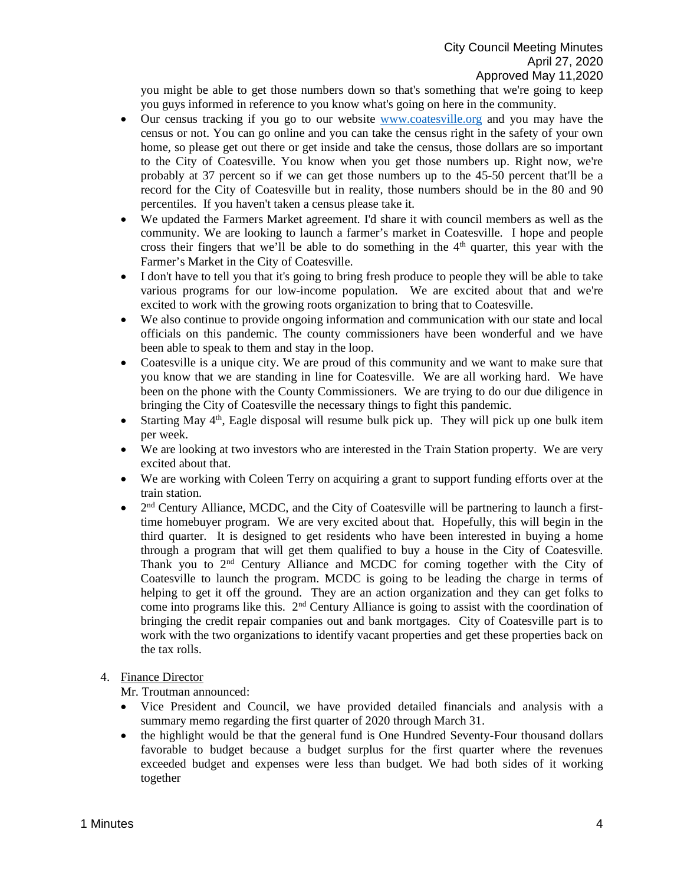you might be able to get those numbers down so that's something that we're going to keep you guys informed in reference to you know what's going on here in the community.

- Our census tracking if you go to our website www.coatesville.org and you may have the census or not. You can go online and you can take the census right in the safety of your own home, so please get out there or get inside and take the census, those dollars are so important to the City of Coatesville. You know when you get those numbers up. Right now, we're probably at 37 percent so if we can get those numbers up to the 45-50 percent that'll be a record for the City of Coatesville but in reality, those numbers should be in the 80 and 90 percentiles. If you haven't taken a census please take it.
- We updated the Farmers Market agreement. I'd share it with council members as well as the community. We are looking to launch a farmer's market in Coatesville. I hope and people cross their fingers that we'll be able to do something in the 4th quarter, this year with the Farmer's Market in the City of Coatesville.
- I don't have to tell you that it's going to bring fresh produce to people they will be able to take various programs for our low-income population. We are excited about that and we're excited to work with the growing roots organization to bring that to Coatesville.
- We also continue to provide ongoing information and communication with our state and local officials on this pandemic. The county commissioners have been wonderful and we have been able to speak to them and stay in the loop.
- Coatesville is a unique city. We are proud of this community and we want to make sure that you know that we are standing in line for Coatesville. We are all working hard. We have been on the phone with the County Commissioners. We are trying to do our due diligence in bringing the City of Coatesville the necessary things to fight this pandemic.
- Starting May 4th, Eagle disposal will resume bulk pick up. They will pick up one bulk item per week.
- We are looking at two investors who are interested in the Train Station property. We are very excited about that.
- We are working with Coleen Terry on acquiring a grant to support funding efforts over at the train station.
- 2nd Century Alliance, MCDC, and the City of Coatesville will be partnering to launch a first-time homebuyer program. We are very excited about that. Hopefully, this will begin in the third quarter. It is designed to get residents who have been interested in buying a home through a program that will get them qualified to buy a house in the City of Coatesville. Thank you to 2nd Century Alliance and MCDC for coming together with the City of Coatesville to launch the program. MCDC is going to be leading the charge in terms of helping to get it off the ground. They are an action organization and they can get folks to come into programs like this. 2nd Century Alliance is going to assist with the coordination of bringing the credit repair companies out and bank mortgages. City of Coatesville part is to work with the two organizations to identify vacant properties and get these properties back on the tax rolls.

4. Finance Director

Mr. Troutman announced:

- Vice President and Council, we have provided detailed financials and analysis with a summary memo regarding the first quarter of 2020 through March 31.
- the highlight would be that the general fund is One Hundred Seventy-Four thousand dollars favorable to budget because a budget surplus for the first quarter where the revenues exceeded budget and expenses were less than budget. We had both sides of it working together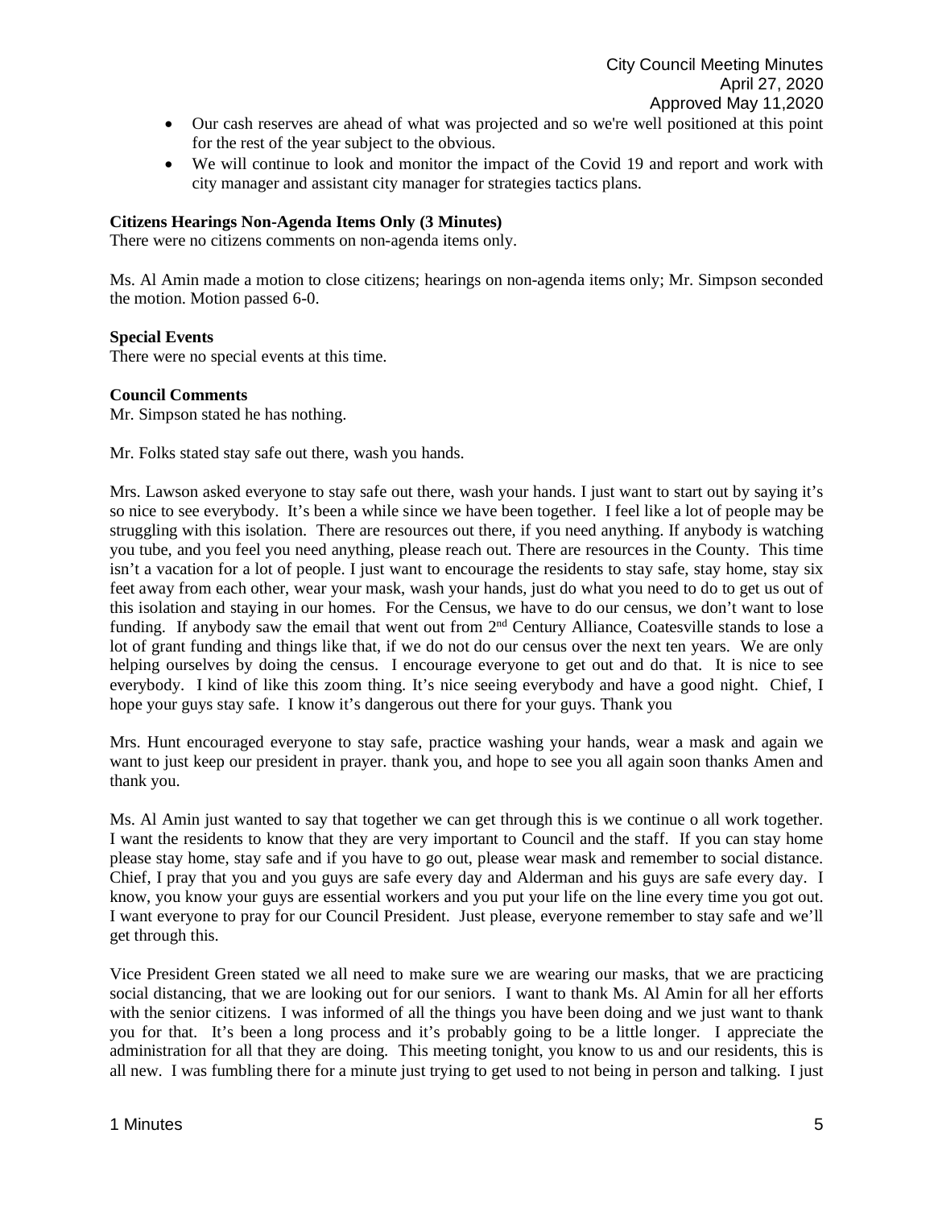- Our cash reserves are ahead of what was projected and so we're well positioned at this point for the rest of the year subject to the obvious.
- We will continue to look and monitor the impact of the Covid 19 and report and work with city manager and assistant city manager for strategies tactics plans.

**Citizens Hearings Non-Agenda Items Only (3 Minutes)**

There were no citizens comments on non-agenda items only.

Ms. Al Amin made a motion to close citizens; hearings on non-agenda items only; Mr. Simpson seconded the motion. Motion passed 6-0.

**Special Events**

There were no special events at this time.

**Council Comments**

Mr. Simpson stated he has nothing.

Mr. Folks stated stay safe out there, wash you hands.

Mrs. Lawson asked everyone to stay safe out there, wash your hands. I just want to start out by saying it's so nice to see everybody. It's been a while since we have been together. I feel like a lot of people may be struggling with this isolation. There are resources out there, if you need anything. If anybody is watching you tube, and you feel you need anything, please reach out. There are resources in the County. This time isn't a vacation for a lot of people. I just want to encourage the residents to stay safe, stay home, stay six feet away from each other, wear your mask, wash your hands, just do what you need to do to get us out of this isolation and staying in our homes. For the Census, we have to do our census, we don't want to lose funding. If anybody saw the email that went out from 2nd Century Alliance, Coatesville stands to lose a lot of grant funding and things like that, if we do not do our census over the next ten years. We are only helping ourselves by doing the census. I encourage everyone to get out and do that. It is nice to see everybody. I kind of like this zoom thing. It's nice seeing everybody and have a good night. Chief, I hope your guys stay safe. I know it's dangerous out there for your guys. Thank you

Mrs. Hunt encouraged everyone to stay safe, practice washing your hands, wear a mask and again we want to just keep our president in prayer. thank you, and hope to see you all again soon thanks Amen and thank you.

Ms. Al Amin just wanted to say that together we can get through this is we continue o all work together. I want the residents to know that they are very important to Council and the staff. If you can stay home please stay home, stay safe and if you have to go out, please wear mask and remember to social distance. Chief, I pray that you and you guys are safe every day and Alderman and his guys are safe every day. I know, you know your guys are essential workers and you put your life on the line every time you got out. I want everyone to pray for our Council President. Just please, everyone remember to stay safe and we'll get through this.

Vice President Green stated we all need to make sure we are wearing our masks, that we are practicing social distancing, that we are looking out for our seniors. I want to thank Ms. Al Amin for all her efforts with the senior citizens. I was informed of all the things you have been doing and we just want to thank you for that. It's been a long process and it's probably going to be a little longer. I appreciate the administration for all that they are doing. This meeting tonight, you know to us and our residents, this is all new. I was fumbling there for a minute just trying to get used to not being in person and talking. I just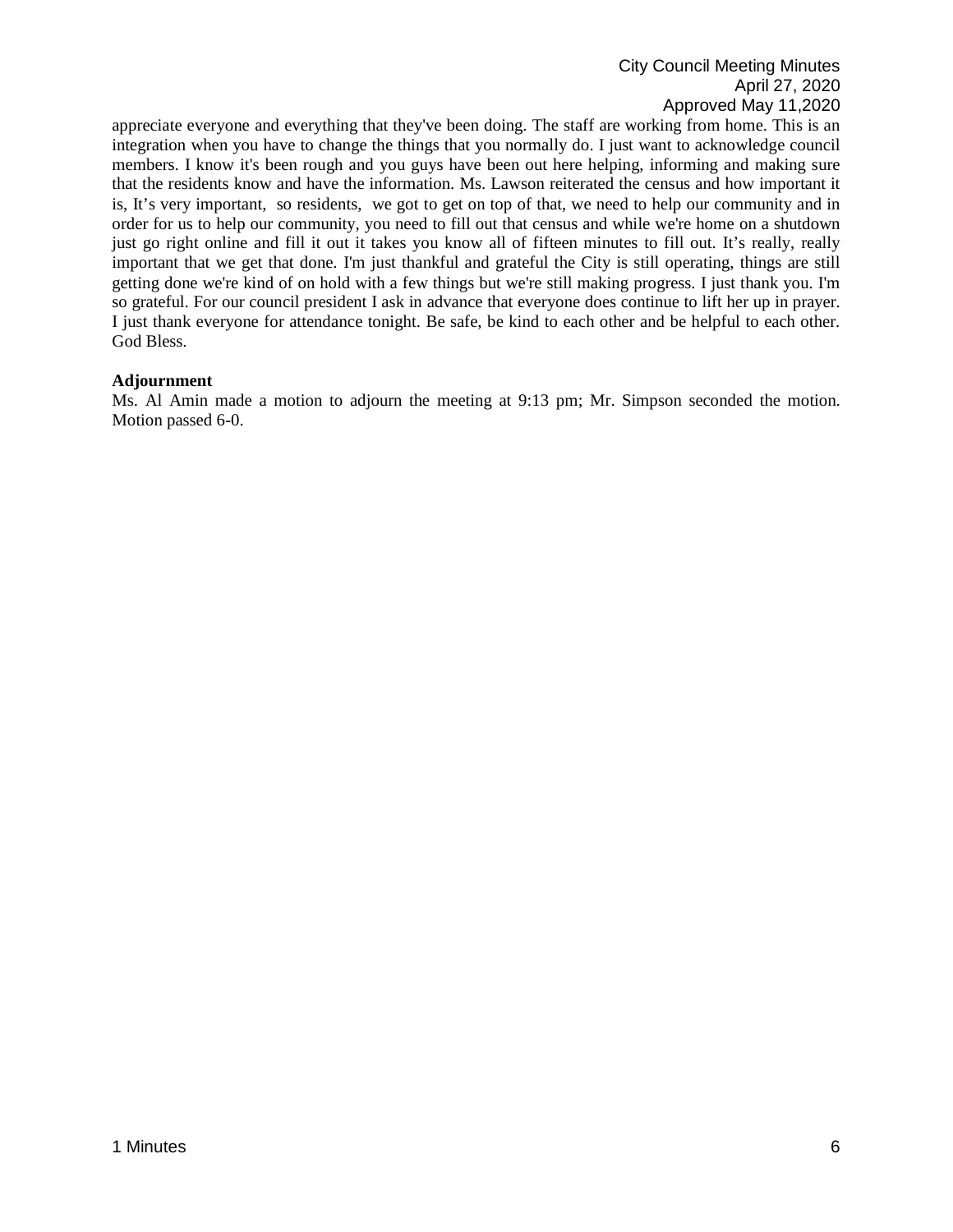appreciate everyone and everything that they've been doing. The staff are working from home. This is an integration when you have to change the things that you normally do. I just want to acknowledge council members. I know it's been rough and you guys have been out here helping, informing and making sure that the residents know and have the information. Ms. Lawson reiterated the census and how important it is, It's very important, so residents, we got to get on top of that, we need to help our community and in order for us to help our community, you need to fill out that census and while we're home on a shutdown just go right online and fill it out it takes you know all of fifteen minutes to fill out. It's really, really important that we get that done. I'm just thankful and grateful the City is still operating, things are still getting done we're kind of on hold with a few things but we're still making progress. I just thank you. I'm so grateful. For our council president I ask in advance that everyone does continue to lift her up in prayer. I just thank everyone for attendance tonight. Be safe, be kind to each other and be helpful to each other. God Bless.

**Adjournment**

Ms. Al Amin made a motion to adjourn the meeting at 9:13 pm; Mr. Simpson seconded the motion. Motion passed 6-0.